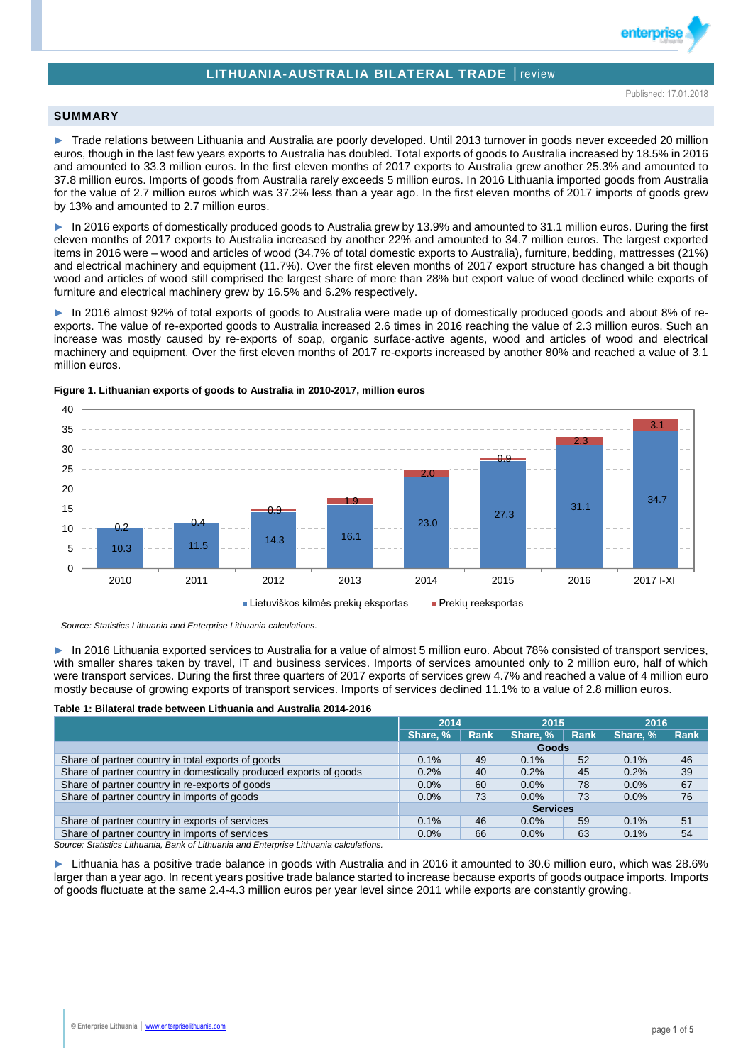# LITHUANIA-AUSTRALIA BILATERAL TRADE | review

Published: 17.01.2018

## SUMMARY

► Trade relations between Lithuania and Australia are poorly developed. Until 2013 turnover in goods never exceeded 20 million euros, though in the last few years exports to Australia has doubled. Total exports of goods to Australia increased by 18.5% in 2016 and amounted to 33.3 million euros. In the first eleven months of 2017 exports to Australia grew another 25.3% and amounted to 37.8 million euros. Imports of goods from Australia rarely exceeds 5 million euros. In 2016 Lithuania imported goods from Australia for the value of 2.7 million euros which was 37.2% less than a year ago. In the first eleven months of 2017 imports of goods grew by 13% and amounted to 2.7 million euros.

► In 2016 exports of domestically produced goods to Australia grew by 13.9% and amounted to 31.1 million euros. During the first eleven months of 2017 exports to Australia increased by another 22% and amounted to 34.7 million euros. The largest exported items in 2016 were – wood and articles of wood (34.7% of total domestic exports to Australia), furniture, bedding, mattresses (21%) and electrical machinery and equipment (11.7%). Over the first eleven months of 2017 export structure has changed a bit though wood and articles of wood still comprised the largest share of more than 28% but export value of wood declined while exports of furniture and electrical machinery grew by 16.5% and 6.2% respectively.

► In 2016 almost 92% of total exports of goods to Australia were made up of domestically produced goods and about 8% of re-exports. The value of re-exported goods to Australia increased 2.6 times in 2016 reaching the value of 2.3 million euros. Such an increase was mostly caused by re-exports of soap, organic surface-active agents, wood and articles of wood and electrical machinery and equipment. Over the first eleven months of 2017 re-exports increased by another 80% and reached a value of 3.1 million euros.

**Figure 1. Lithuanian exports of goods to Australia in 2010-2017, million euros**

| Year | Lietuviškos kilmės prekių eksportas | Prekių reeksportas |
|---|---|---|
| 2010 | 10.3 | 0.2 |
| 2011 | 11.5 | 0.4 |
| 2012 | 14.3 | 0.9 |
| 2013 | 16.1 | 1.9 |
| 2014 | 23.0 | 2.0 |
| 2015 | 27.3 | 0.9 |
| 2016 | 31.1 | 2.3 |
| 2017 I-XI | 34.7 | 3.1 |

*Source: Statistics Lithuania and Enterprise Lithuania calculations.*

► In 2016 Lithuania exported services to Australia for a value of almost 5 million euro. About 78% consisted of transport services, with smaller shares taken by travel, IT and business services. Imports of services amounted only to 2 million euro, half of which were transport services. During the first three quarters of 2017 exports of services grew 4.7% and reached a value of 4 million euro mostly because of growing exports of transport services. Imports of services declined 11.1% to a value of 2.8 million euros.

**Table 1: Bilateral trade between Lithuania and Australia 2014-2016**

| | 2014 | | 2015 | | 2016 | |
|---|---|---|---|---|---|---|
| | Share, % | Rank | Share, % | Rank | Share, % | Rank |
| | **Goods** | | | | | |
| Share of partner country in total exports of goods | 0.1% | 49 | 0.1% | 52 | 0.1% | 46 |
| Share of partner country in domestically produced exports of goods | 0.2% | 40 | 0.2% | 45 | 0.2% | 39 |
| Share of partner country in re-exports of goods | 0.0% | 60 | 0.0% | 78 | 0.0% | 67 |
| Share of partner country in imports of goods | 0.0% | 73 | 0.0% | 73 | 0.0% | 76 |
| | **Services** | | | | | |
| Share of partner country in exports of services | 0.1% | 46 | 0.0% | 59 | 0.1% | 51 |
| Share of partner country in imports of services | 0.0% | 66 | 0.0% | 63 | 0.1% | 54 |

*Source: Statistics Lithuania, Bank of Lithuania and Enterprise Lithuania calculations.*

► Lithuania has a positive trade balance in goods with Australia and in 2016 it amounted to 30.6 million euro, which was 28.6% larger than a year ago. In recent years positive trade balance started to increase because exports of goods outpace imports. Imports of goods fluctuate at the same 2.4-4.3 million euros per year level since 2011 while exports are constantly growing.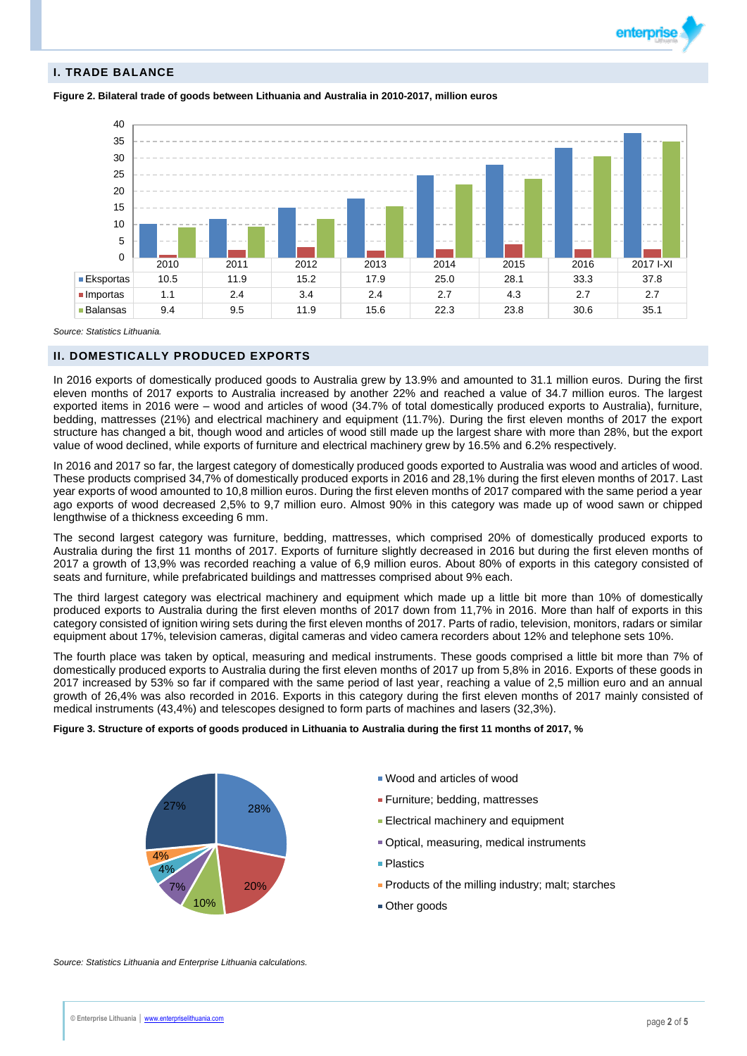## I. TRADE BALANCE

**Figure 2. Bilateral trade of goods between Lithuania and Australia in 2010-2017, million euros**

| | 2010 | 2011 | 2012 | 2013 | 2014 | 2015 | 2016 | 2017 I-XI |
|---|---|---|---|---|---|---|---|---|
| Eksportas | 10.5 | 11.9 | 15.2 | 17.9 | 25.0 | 28.1 | 33.3 | 37.8 |
| Importas | 1.1 | 2.4 | 3.4 | 2.4 | 2.7 | 4.3 | 2.7 | 2.7 |
| Balansas | 9.4 | 9.5 | 11.9 | 15.6 | 22.3 | 23.8 | 30.6 | 35.1 |

*Source: Statistics Lithuania.*

## II. DOMESTICALLY PRODUCED EXPORTS

In 2016 exports of domestically produced goods to Australia grew by 13.9% and amounted to 31.1 million euros. During the first eleven months of 2017 exports to Australia increased by another 22% and reached a value of 34.7 million euros. The largest exported items in 2016 were – wood and articles of wood (34.7% of total domestically produced exports to Australia), furniture, bedding, mattresses (21%) and electrical machinery and equipment (11.7%). During the first eleven months of 2017 the export structure has changed a bit, though wood and articles of wood still made up the largest share with more than 28%, but the export value of wood declined, while exports of furniture and electrical machinery grew by 16.5% and 6.2% respectively.

In 2016 and 2017 so far, the largest category of domestically produced goods exported to Australia was wood and articles of wood. These products comprised 34,7% of domestically produced exports in 2016 and 28,1% during the first eleven months of 2017. Last year exports of wood amounted to 10,8 million euros. During the first eleven months of 2017 compared with the same period a year ago exports of wood decreased 2,5% to 9,7 million euro. Almost 90% in this category was made up of wood sawn or chipped lengthwise of a thickness exceeding 6 mm.

The second largest category was furniture, bedding, mattresses, which comprised 20% of domestically produced exports to Australia during the first 11 months of 2017. Exports of furniture slightly decreased in 2016 but during the first eleven months of 2017 a growth of 13,9% was recorded reaching a value of 6,9 million euros. About 80% of exports in this category consisted of seats and furniture, while prefabricated buildings and mattresses comprised about 9% each.

The third largest category was electrical machinery and equipment which made up a little bit more than 10% of domestically produced exports to Australia during the first eleven months of 2017 down from 11,7% in 2016. More than half of exports in this category consisted of ignition wiring sets during the first eleven months of 2017. Parts of radio, television, monitors, radars or similar equipment about 17%, television cameras, digital cameras and video camera recorders about 12% and telephone sets 10%.

The fourth place was taken by optical, measuring and medical instruments. These goods comprised a little bit more than 7% of domestically produced exports to Australia during the first eleven months of 2017 up from 5,8% in 2016. Exports of these goods in 2017 increased by 53% so far if compared with the same period of last year, reaching a value of 2,5 million euro and an annual growth of 26,4% was also recorded in 2016. Exports in this category during the first eleven months of 2017 mainly consisted of medical instruments (43,4%) and telescopes designed to form parts of machines and lasers (32,3%).

**Figure 3. Structure of exports of goods produced in Lithuania to Australia during the first 11 months of 2017, %**

| Category | % |
|---|---|
| Wood and articles of wood | 28% |
| Furniture; bedding, mattresses | 20% |
| Electrical machinery and equipment | 10% |
| Optical, measuring, medical instruments | 7% |
| Plastics | 4% |
| Products of the milling industry; malt; starches | 4% |
| Other goods | 27% |

*Source: Statistics Lithuania and Enterprise Lithuania calculations.*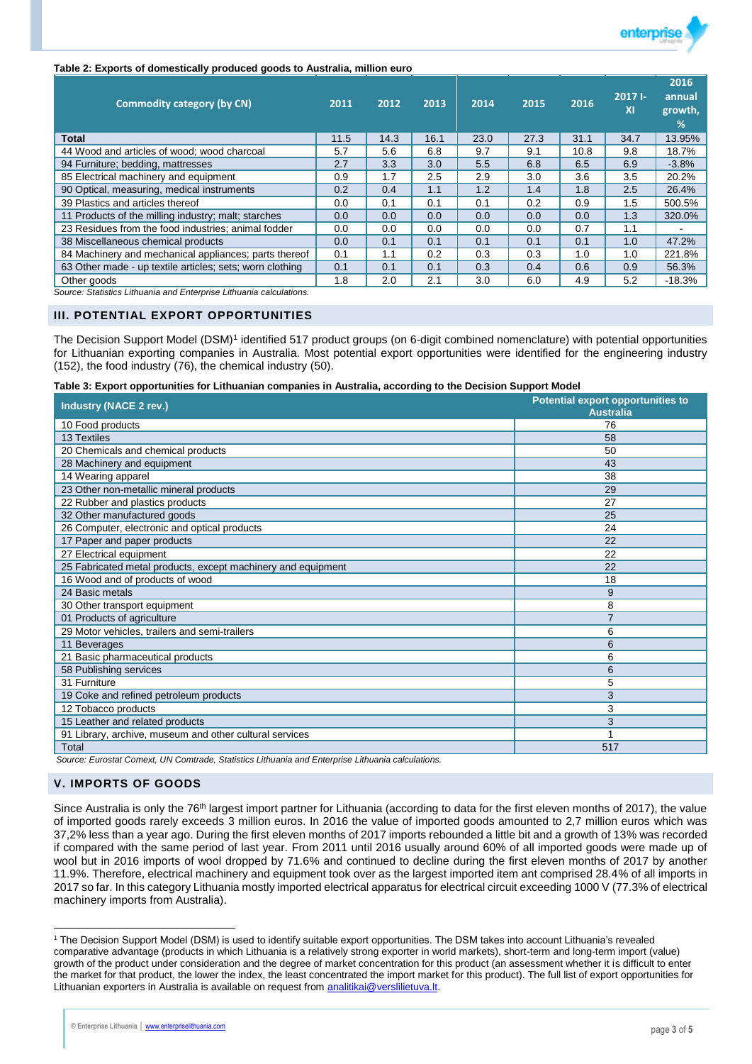**Table 2: Exports of domestically produced goods to Australia, million euro**

| Commodity category (by CN) | 2011 | 2012 | 2013 | 2014 | 2015 | 2016 | 2017 I-XI | 2016 annual growth, % |
|---|---|---|---|---|---|---|---|---|
| **Total** | 11.5 | 14.3 | 16.1 | 23.0 | 27.3 | 31.1 | 34.7 | 13.95% |
| 44 Wood and articles of wood; wood charcoal | 5.7 | 5.6 | 6.8 | 9.7 | 9.1 | 10.8 | 9.8 | 18.7% |
| 94 Furniture; bedding, mattresses | 2.7 | 3.3 | 3.0 | 5.5 | 6.8 | 6.5 | 6.9 | -3.8% |
| 85 Electrical machinery and equipment | 0.9 | 1.7 | 2.5 | 2.9 | 3.0 | 3.6 | 3.5 | 20.2% |
| 90 Optical, measuring, medical instruments | 0.2 | 0.4 | 1.1 | 1.2 | 1.4 | 1.8 | 2.5 | 26.4% |
| 39 Plastics and articles thereof | 0.0 | 0.1 | 0.1 | 0.1 | 0.2 | 0.9 | 1.5 | 500.5% |
| 11 Products of the milling industry; malt; starches | 0.0 | 0.0 | 0.0 | 0.0 | 0.0 | 0.0 | 1.3 | 320.0% |
| 23 Residues from the food industries; animal fodder | 0.0 | 0.0 | 0.0 | 0.0 | 0.0 | 0.7 | 1.1 | - |
| 38 Miscellaneous chemical products | 0.0 | 0.1 | 0.1 | 0.1 | 0.1 | 0.1 | 1.0 | 47.2% |
| 84 Machinery and mechanical appliances; parts thereof | 0.1 | 1.1 | 0.2 | 0.3 | 0.3 | 1.0 | 1.0 | 221.8% |
| 63 Other made - up textile articles; sets; worn clothing | 0.1 | 0.1 | 0.1 | 0.3 | 0.4 | 0.6 | 0.9 | 56.3% |
| Other goods | 1.8 | 2.0 | 2.1 | 3.0 | 6.0 | 4.9 | 5.2 | -18.3% |

*Source: Statistics Lithuania and Enterprise Lithuania calculations.*

## III. POTENTIAL EXPORT OPPORTUNITIES

The Decision Support Model (DSM)[1] identified 517 product groups (on 6-digit combined nomenclature) with potential opportunities for Lithuanian exporting companies in Australia. Most potential export opportunities were identified for the engineering industry (152), the food industry (76), the chemical industry (50).

**Table 3: Export opportunities for Lithuanian companies in Australia, according to the Decision Support Model**

| Industry (NACE 2 rev.) | Potential export opportunities to Australia |
|---|---|
| 10 Food products | 76 |
| 13 Textiles | 58 |
| 20 Chemicals and chemical products | 50 |
| 28 Machinery and equipment | 43 |
| 14 Wearing apparel | 38 |
| 23 Other non-metallic mineral products | 29 |
| 22 Rubber and plastics products | 27 |
| 32 Other manufactured goods | 25 |
| 26 Computer, electronic and optical products | 24 |
| 17 Paper and paper products | 22 |
| 27 Electrical equipment | 22 |
| 25 Fabricated metal products, except machinery and equipment | 22 |
| 16 Wood and of products of wood | 18 |
| 24 Basic metals | 9 |
| 30 Other transport equipment | 8 |
| 01 Products of agriculture | 7 |
| 29 Motor vehicles, trailers and semi-trailers | 6 |
| 11 Beverages | 6 |
| 21 Basic pharmaceutical products | 6 |
| 58 Publishing services | 6 |
| 31 Furniture | 5 |
| 19 Coke and refined petroleum products | 3 |
| 12 Tobacco products | 3 |
| 15 Leather and related products | 3 |
| 91 Library, archive, museum and other cultural services | 1 |
| Total | 517 |

*Source: Eurostat Comext, UN Comtrade, Statistics Lithuania and Enterprise Lithuania calculations.*

## V. IMPORTS OF GOODS

Since Australia is only the 76th largest import partner for Lithuania (according to data for the first eleven months of 2017), the value of imported goods rarely exceeds 3 million euros. In 2016 the value of imported goods amounted to 2,7 million euros which was 37,2% less than a year ago. During the first eleven months of 2017 imports rebounded a little bit and a growth of 13% was recorded if compared with the same period of last year. From 2011 until 2016 usually around 60% of all imported goods were made up of wool but in 2016 imports of wool dropped by 71.6% and continued to decline during the first eleven months of 2017 by another 11.9%. Therefore, electrical machinery and equipment took over as the largest imported item ant comprised 28.4% of all imports in 2017 so far. In this category Lithuania mostly imported electrical apparatus for electrical circuit exceeding 1000 V (77.3% of electrical machinery imports from Australia).

---

[1] The Decision Support Model (DSM) is used to identify suitable export opportunities. The DSM takes into account Lithuania's revealed comparative advantage (products in which Lithuania is a relatively strong exporter in world markets), short-term and long-term import (value) growth of the product under consideration and the degree of market concentration for this product (an assessment whether it is difficult to enter the market for that product, the lower the index, the least concentrated the import market for this product). The full list of export opportunities for Lithuanian exporters in Australia is available on request from analitikai@verslilietuva.lt.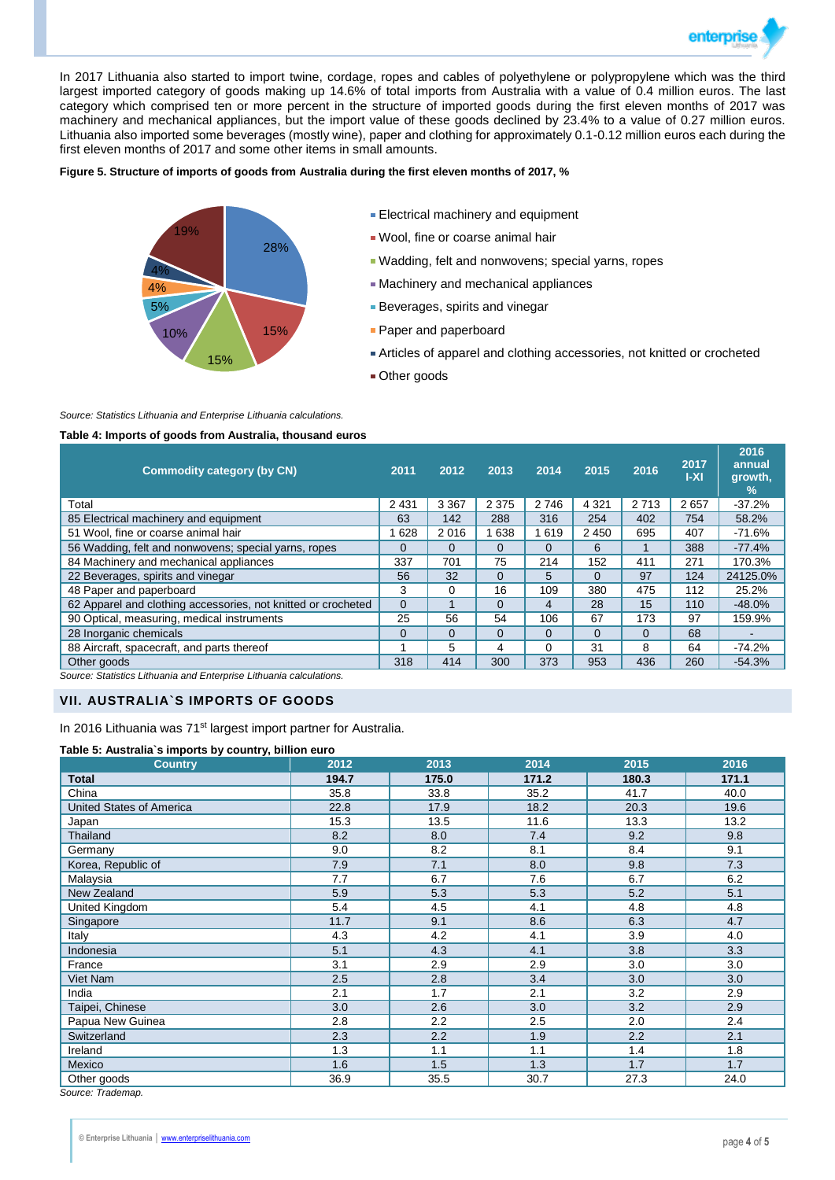In 2017 Lithuania also started to import twine, cordage, ropes and cables of polyethylene or polypropylene which was the third largest imported category of goods making up 14.6% of total imports from Australia with a value of 0.4 million euros. The last category which comprised ten or more percent in the structure of imported goods during the first eleven months of 2017 was machinery and mechanical appliances, but the import value of these goods declined by 23.4% to a value of 0.27 million euros. Lithuania also imported some beverages (mostly wine), paper and clothing for approximately 0.1-0.12 million euros each during the first eleven months of 2017 and some other items in small amounts.

**Figure 5. Structure of imports of goods from Australia during the first eleven months of 2017, %**

- Electrical machinery and equipment – 28%
- Wool, fine or coarse animal hair – 15%
- Wadding, felt and nonwovens; special yarns, ropes – 15%
- Machinery and mechanical appliances – 10%
- Beverages, spirits and vinegar – 5%
- Paper and paperboard – 4%
- Articles of apparel and clothing accessories, not knitted or crocheted – 4%
- Other goods – 19%

*Source: Statistics Lithuania and Enterprise Lithuania calculations.*

**Table 4: Imports of goods from Australia, thousand euros**

| Commodity category (by CN) | 2011 | 2012 | 2013 | 2014 | 2015 | 2016 | 2017 I-XI | 2016 annual growth, % |
|---|---|---|---|---|---|---|---|---|
| Total | 2 431 | 3 367 | 2 375 | 2 746 | 4 321 | 2 713 | 2 657 | -37.2% |
| 85 Electrical machinery and equipment | 63 | 142 | 288 | 316 | 254 | 402 | 754 | 58.2% |
| 51 Wool, fine or coarse animal hair | 1 628 | 2 016 | 1 638 | 1 619 | 2 450 | 695 | 407 | -71.6% |
| 56 Wadding, felt and nonwovens; special yarns, ropes | 0 | 0 | 0 | 0 | 6 | 1 | 388 | -77.4% |
| 84 Machinery and mechanical appliances | 337 | 701 | 75 | 214 | 152 | 411 | 271 | 170.3% |
| 22 Beverages, spirits and vinegar | 56 | 32 | 0 | 0 | 0 | 97 | 124 | 24125.0% |
| 48 Paper and paperboard | 3 | 0 | 16 | 109 | 380 | 475 | 112 | 25.2% |
| 62 Apparel and clothing accessories, not knitted or crocheted | 0 | 1 | 0 | 4 | 28 | 15 | 110 | -48.0% |
| 90 Optical, measuring, medical instruments | 25 | 56 | 54 | 106 | 67 | 173 | 97 | 159.9% |
| 28 Inorganic chemicals | 0 | 0 | 0 | 0 | 0 | 0 | 68 | - |
| 88 Aircraft, spacecraft, and parts thereof | 1 | 5 | 4 | 0 | 31 | 8 | 64 | -74.2% |
| Other goods | 318 | 414 | 300 | 373 | 953 | 436 | 260 | -54.3% |

*Source: Statistics Lithuania and Enterprise Lithuania calculations.*

## VII. AUSTRALIA`S IMPORTS OF GOODS

In 2016 Lithuania was 71st largest import partner for Australia.

**Table 5: Australia`s imports by country, billion euro**

| Country | 2012 | 2013 | 2014 | 2015 | 2016 |
|---|---|---|---|---|---|
| **Total** | **194.7** | **175.0** | **171.2** | **180.3** | **171.1** |
| China | 35.8 | 33.8 | 35.2 | 41.7 | 40.0 |
| United States of America | 22.8 | 17.9 | 18.2 | 20.3 | 19.6 |
| Japan | 15.3 | 13.5 | 11.6 | 13.3 | 13.2 |
| Thailand | 8.2 | 8.0 | 7.4 | 9.2 | 9.8 |
| Germany | 9.0 | 8.2 | 8.1 | 8.4 | 9.1 |
| Korea, Republic of | 7.9 | 7.1 | 8.0 | 9.8 | 7.3 |
| Malaysia | 7.7 | 6.7 | 7.6 | 6.7 | 6.2 |
| New Zealand | 5.9 | 5.3 | 5.3 | 5.2 | 5.1 |
| United Kingdom | 5.4 | 4.5 | 4.1 | 4.8 | 4.8 |
| Singapore | 11.7 | 9.1 | 8.6 | 6.3 | 4.7 |
| Italy | 4.3 | 4.2 | 4.1 | 3.9 | 4.0 |
| Indonesia | 5.1 | 4.3 | 4.1 | 3.8 | 3.3 |
| France | 3.1 | 2.9 | 2.9 | 3.0 | 3.0 |
| Viet Nam | 2.5 | 2.8 | 3.4 | 3.0 | 3.0 |
| India | 2.1 | 1.7 | 2.1 | 3.2 | 2.9 |
| Taipei, Chinese | 3.0 | 2.6 | 3.0 | 3.2 | 2.9 |
| Papua New Guinea | 2.8 | 2.2 | 2.5 | 2.0 | 2.4 |
| Switzerland | 2.3 | 2.2 | 1.9 | 2.2 | 2.1 |
| Ireland | 1.3 | 1.1 | 1.1 | 1.4 | 1.8 |
| Mexico | 1.6 | 1.5 | 1.3 | 1.7 | 1.7 |
| Other goods | 36.9 | 35.5 | 30.7 | 27.3 | 24.0 |

*Source: Trademap.*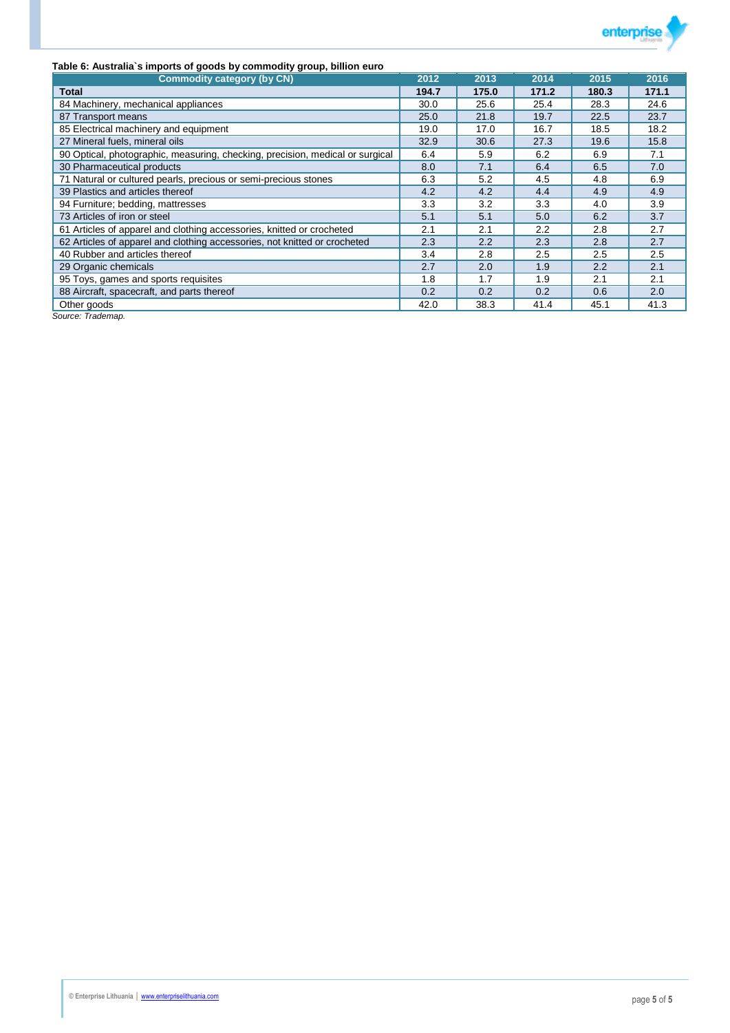**Table 6: Australia`s imports of goods by commodity group, billion euro**

| Commodity category (by CN) | 2012 | 2013 | 2014 | 2015 | 2016 |
|---|---|---|---|---|---|
| **Total** | **194.7** | **175.0** | **171.2** | **180.3** | **171.1** |
| 84 Machinery, mechanical appliances | 30.0 | 25.6 | 25.4 | 28.3 | 24.6 |
| 87 Transport means | 25.0 | 21.8 | 19.7 | 22.5 | 23.7 |
| 85 Electrical machinery and equipment | 19.0 | 17.0 | 16.7 | 18.5 | 18.2 |
| 27 Mineral fuels, mineral oils | 32.9 | 30.6 | 27.3 | 19.6 | 15.8 |
| 90 Optical, photographic, measuring, checking, precision, medical or surgical | 6.4 | 5.9 | 6.2 | 6.9 | 7.1 |
| 30 Pharmaceutical products | 8.0 | 7.1 | 6.4 | 6.5 | 7.0 |
| 71 Natural or cultured pearls, precious or semi-precious stones | 6.3 | 5.2 | 4.5 | 4.8 | 6.9 |
| 39 Plastics and articles thereof | 4.2 | 4.2 | 4.4 | 4.9 | 4.9 |
| 94 Furniture; bedding, mattresses | 3.3 | 3.2 | 3.3 | 4.0 | 3.9 |
| 73 Articles of iron or steel | 5.1 | 5.1 | 5.0 | 6.2 | 3.7 |
| 61 Articles of apparel and clothing accessories, knitted or crocheted | 2.1 | 2.1 | 2.2 | 2.8 | 2.7 |
| 62 Articles of apparel and clothing accessories, not knitted or crocheted | 2.3 | 2.2 | 2.3 | 2.8 | 2.7 |
| 40 Rubber and articles thereof | 3.4 | 2.8 | 2.5 | 2.5 | 2.5 |
| 29 Organic chemicals | 2.7 | 2.0 | 1.9 | 2.2 | 2.1 |
| 95 Toys, games and sports requisites | 1.8 | 1.7 | 1.9 | 2.1 | 2.1 |
| 88 Aircraft, spacecraft, and parts thereof | 0.2 | 0.2 | 0.2 | 0.6 | 2.0 |
| Other goods | 42.0 | 38.3 | 41.4 | 45.1 | 41.3 |

*Source: Trademap.*